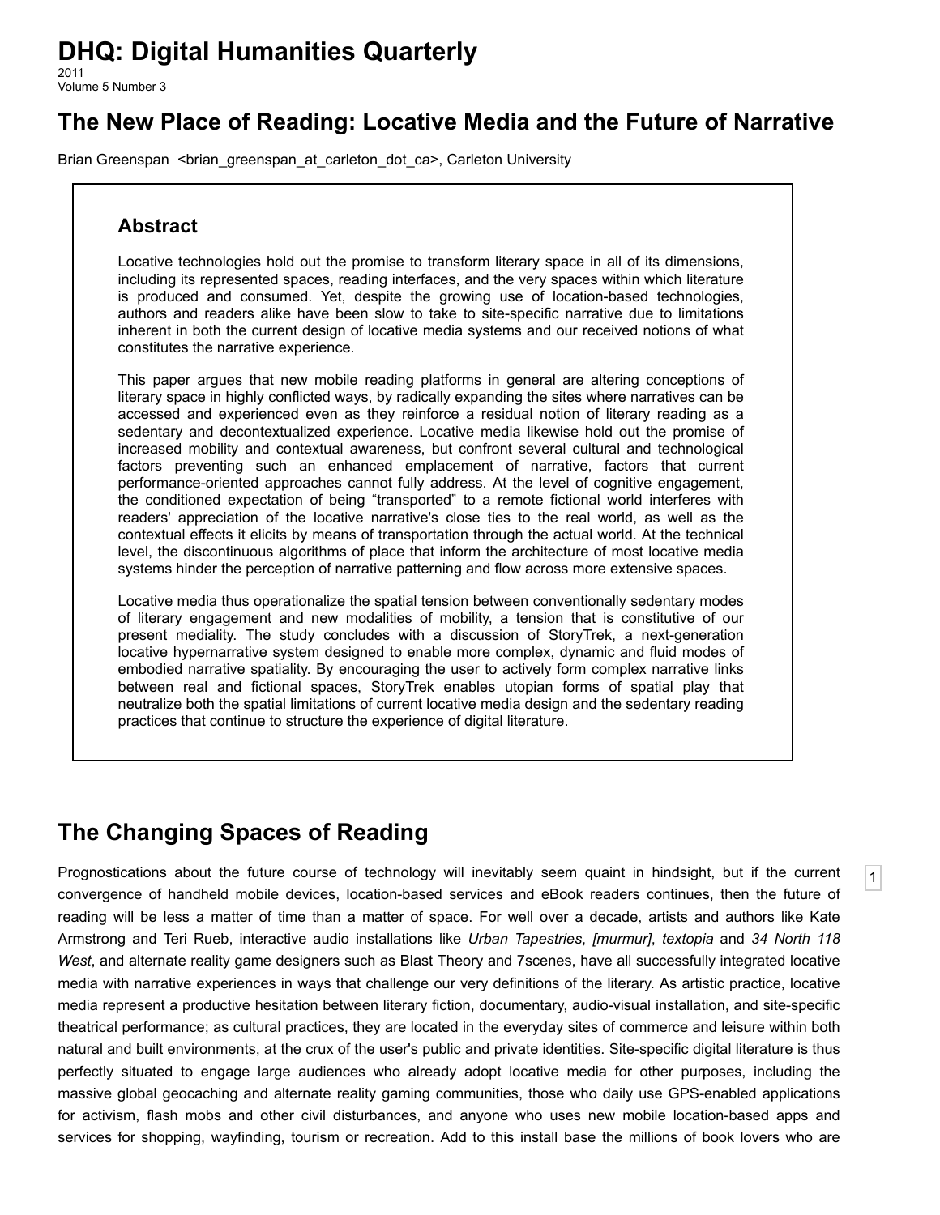# DHQ: Digital Humanities Quarterly

2011
Volume 5 Number 3

## The New Place of Reading: Locative Media and the Future of Narrative

Brian Greenspan <brian_greenspan_at_carleton_dot_ca>, Carleton University

### Abstract

Locative technologies hold out the promise to transform literary space in all of its dimensions, including its represented spaces, reading interfaces, and the very spaces within which literature is produced and consumed. Yet, despite the growing use of location-based technologies, authors and readers alike have been slow to take to site-specific narrative due to limitations inherent in both the current design of locative media systems and our received notions of what constitutes the narrative experience.

This paper argues that new mobile reading platforms in general are altering conceptions of literary space in highly conflicted ways, by radically expanding the sites where narratives can be accessed and experienced even as they reinforce a residual notion of literary reading as a sedentary and decontextualized experience. Locative media likewise hold out the promise of increased mobility and contextual awareness, but confront several cultural and technological factors preventing such an enhanced emplacement of narrative, factors that current performance-oriented approaches cannot fully address. At the level of cognitive engagement, the conditioned expectation of being “transported” to a remote fictional world interferes with readers' appreciation of the locative narrative's close ties to the real world, as well as the contextual effects it elicits by means of transportation through the actual world. At the technical level, the discontinuous algorithms of place that inform the architecture of most locative media systems hinder the perception of narrative patterning and flow across more extensive spaces.

Locative media thus operationalize the spatial tension between conventionally sedentary modes of literary engagement and new modalities of mobility, a tension that is constitutive of our present mediality. The study concludes with a discussion of StoryTrek, a next-generation locative hypernarrative system designed to enable more complex, dynamic and fluid modes of embodied narrative spatiality. By encouraging the user to actively form complex narrative links between real and fictional spaces, StoryTrek enables utopian forms of spatial play that neutralize both the spatial limitations of current locative media design and the sedentary reading practices that continue to structure the experience of digital literature.

## The Changing Spaces of Reading

[1] Prognostications about the future course of technology will inevitably seem quaint in hindsight, but if the current convergence of handheld mobile devices, location-based services and eBook readers continues, then the future of reading will be less a matter of time than a matter of space. For well over a decade, artists and authors like Kate Armstrong and Teri Rueb, interactive audio installations like *Urban Tapestries*, *[murmur]*, *textopia* and *34 North 118 West*, and alternate reality game designers such as Blast Theory and 7scenes, have all successfully integrated locative media with narrative experiences in ways that challenge our very definitions of the literary. As artistic practice, locative media represent a productive hesitation between literary fiction, documentary, audio-visual installation, and site-specific theatrical performance; as cultural practices, they are located in the everyday sites of commerce and leisure within both natural and built environments, at the crux of the user's public and private identities. Site-specific digital literature is thus perfectly situated to engage large audiences who already adopt locative media for other purposes, including the massive global geocaching and alternate reality gaming communities, those who daily use GPS-enabled applications for activism, flash mobs and other civil disturbances, and anyone who uses new mobile location-based apps and services for shopping, wayfinding, tourism or recreation. Add to this install base the millions of book lovers who are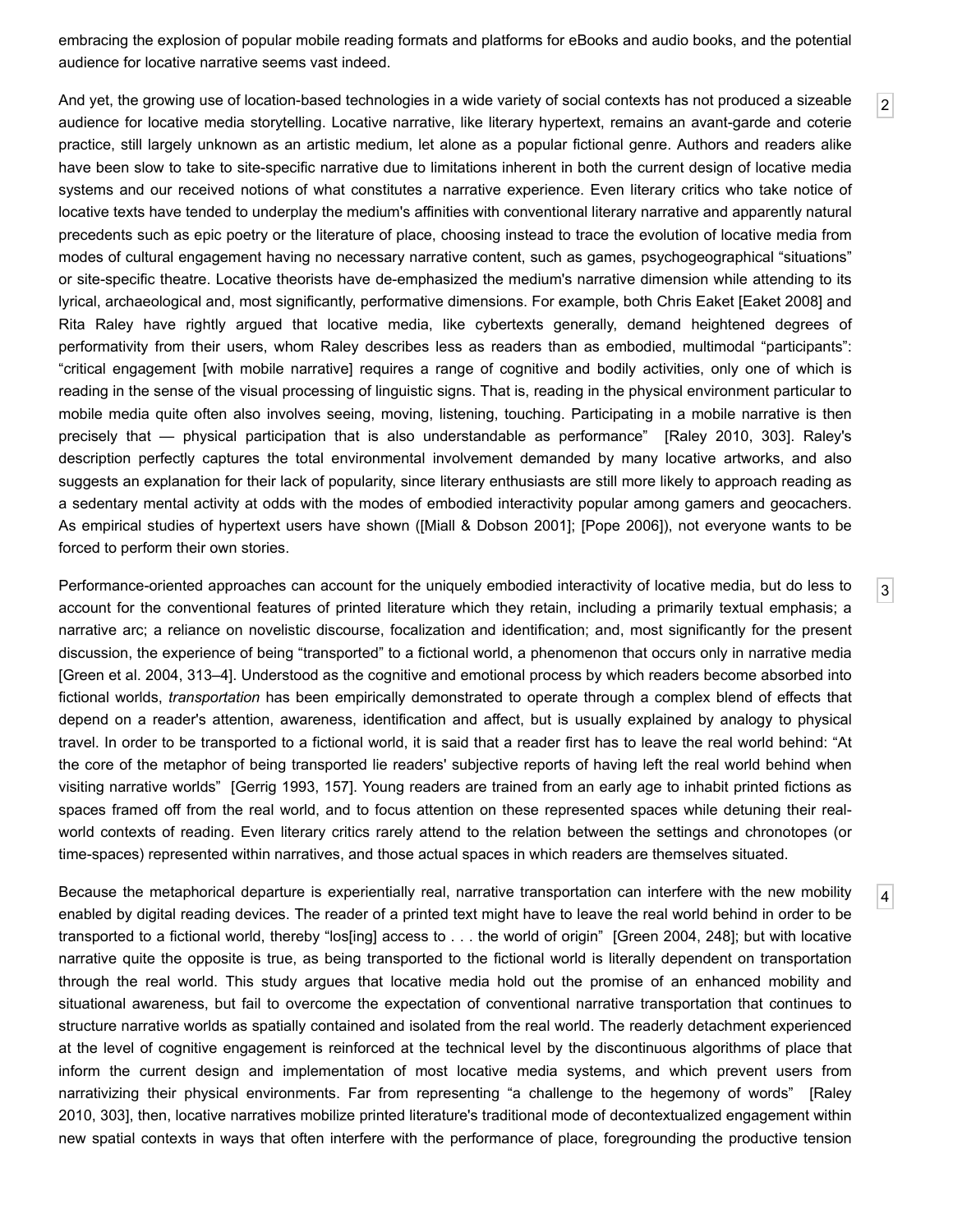embracing the explosion of popular mobile reading formats and platforms for eBooks and audio books, and the potential audience for locative narrative seems vast indeed.

2

And yet, the growing use of location-based technologies in a wide variety of social contexts has not produced a sizeable audience for locative media storytelling. Locative narrative, like literary hypertext, remains an avant-garde and coterie practice, still largely unknown as an artistic medium, let alone as a popular fictional genre. Authors and readers alike have been slow to take to site-specific narrative due to limitations inherent in both the current design of locative media systems and our received notions of what constitutes a narrative experience. Even literary critics who take notice of locative texts have tended to underplay the medium's affinities with conventional literary narrative and apparently natural precedents such as epic poetry or the literature of place, choosing instead to trace the evolution of locative media from modes of cultural engagement having no necessary narrative content, such as games, psychogeographical "situations" or site-specific theatre. Locative theorists have de-emphasized the medium's narrative dimension while attending to its lyrical, archaeological and, most significantly, performative dimensions. For example, both Chris Eaket [Eaket 2008] and Rita Raley have rightly argued that locative media, like cybertexts generally, demand heightened degrees of performativity from their users, whom Raley describes less as readers than as embodied, multimodal "participants": "critical engagement [with mobile narrative] requires a range of cognitive and bodily activities, only one of which is reading in the sense of the visual processing of linguistic signs. That is, reading in the physical environment particular to mobile media quite often also involves seeing, moving, listening, touching. Participating in a mobile narrative is then precisely that — physical participation that is also understandable as performance" [Raley 2010, 303]. Raley's description perfectly captures the total environmental involvement demanded by many locative artworks, and also suggests an explanation for their lack of popularity, since literary enthusiasts are still more likely to approach reading as a sedentary mental activity at odds with the modes of embodied interactivity popular among gamers and geocachers. As empirical studies of hypertext users have shown ([Miall & Dobson 2001]; [Pope 2006]), not everyone wants to be forced to perform their own stories.

3

Performance-oriented approaches can account for the uniquely embodied interactivity of locative media, but do less to account for the conventional features of printed literature which they retain, including a primarily textual emphasis; a narrative arc; a reliance on novelistic discourse, focalization and identification; and, most significantly for the present discussion, the experience of being "transported" to a fictional world, a phenomenon that occurs only in narrative media [Green et al. 2004, 313–4]. Understood as the cognitive and emotional process by which readers become absorbed into fictional worlds, *transportation* has been empirically demonstrated to operate through a complex blend of effects that depend on a reader's attention, awareness, identification and affect, but is usually explained by analogy to physical travel. In order to be transported to a fictional world, it is said that a reader first has to leave the real world behind: "At the core of the metaphor of being transported lie readers' subjective reports of having left the real world behind when visiting narrative worlds" [Gerrig 1993, 157]. Young readers are trained from an early age to inhabit printed fictions as spaces framed off from the real world, and to focus attention on these represented spaces while detuning their real-world contexts of reading. Even literary critics rarely attend to the relation between the settings and chronotopes (or time-spaces) represented within narratives, and those actual spaces in which readers are themselves situated.

4

Because the metaphorical departure is experientially real, narrative transportation can interfere with the new mobility enabled by digital reading devices. The reader of a printed text might have to leave the real world behind in order to be transported to a fictional world, thereby "los[ing] access to . . . the world of origin" [Green 2004, 248]; but with locative narrative quite the opposite is true, as being transported to the fictional world is literally dependent on transportation through the real world. This study argues that locative media hold out the promise of an enhanced mobility and situational awareness, but fail to overcome the expectation of conventional narrative transportation that continues to structure narrative worlds as spatially contained and isolated from the real world. The readerly detachment experienced at the level of cognitive engagement is reinforced at the technical level by the discontinuous algorithms of place that inform the current design and implementation of most locative media systems, and which prevent users from narrativizing their physical environments. Far from representing "a challenge to the hegemony of words" [Raley 2010, 303], then, locative narratives mobilize printed literature's traditional mode of decontextualized engagement within new spatial contexts in ways that often interfere with the performance of place, foregrounding the productive tension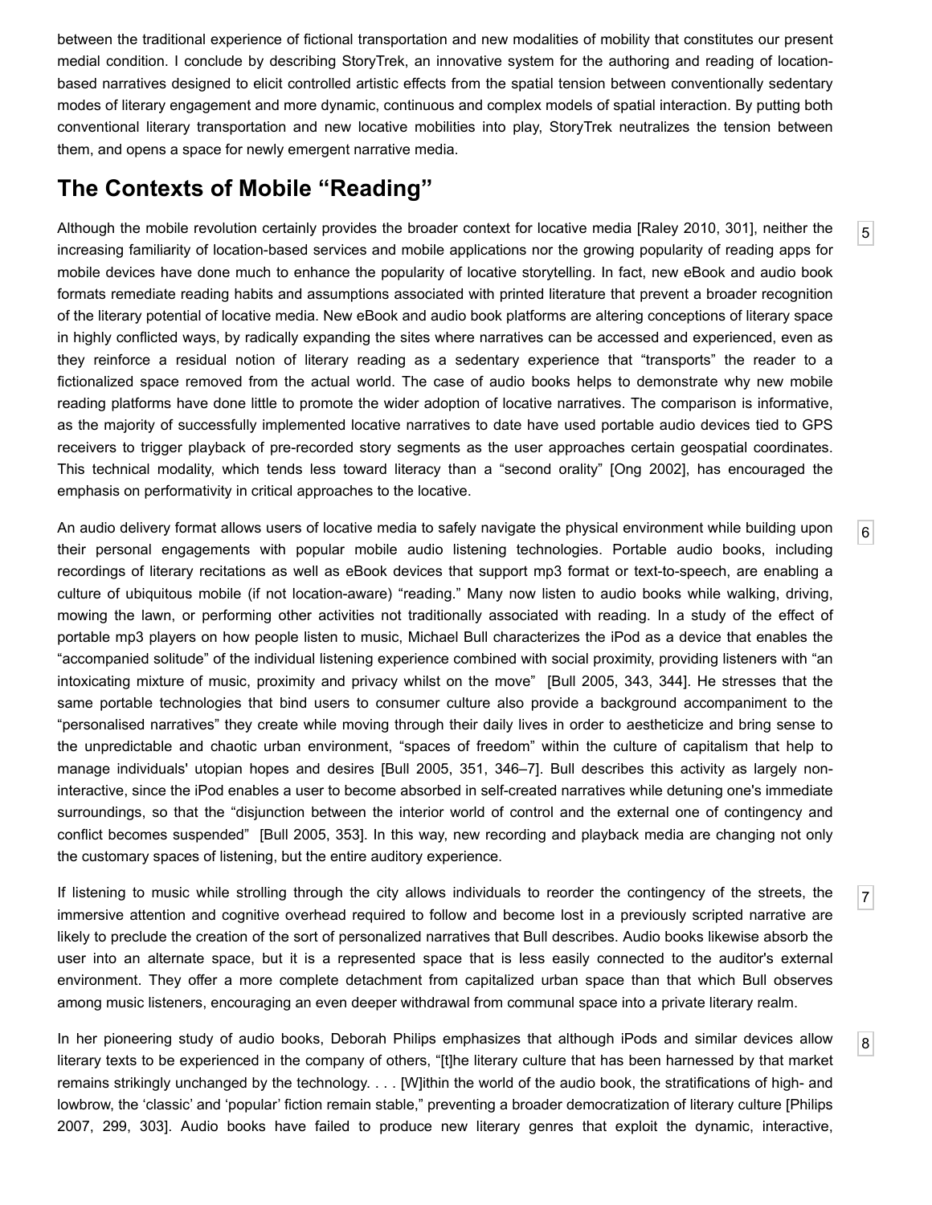between the traditional experience of fictional transportation and new modalities of mobility that constitutes our present medial condition. I conclude by describing StoryTrek, an innovative system for the authoring and reading of location-based narratives designed to elicit controlled artistic effects from the spatial tension between conventionally sedentary modes of literary engagement and more dynamic, continuous and complex models of spatial interaction. By putting both conventional literary transportation and new locative mobilities into play, StoryTrek neutralizes the tension between them, and opens a space for newly emergent narrative media.

## The Contexts of Mobile “Reading”

5

Although the mobile revolution certainly provides the broader context for locative media [Raley 2010, 301], neither the increasing familiarity of location-based services and mobile applications nor the growing popularity of reading apps for mobile devices have done much to enhance the popularity of locative storytelling. In fact, new eBook and audio book formats remediate reading habits and assumptions associated with printed literature that prevent a broader recognition of the literary potential of locative media. New eBook and audio book platforms are altering conceptions of literary space in highly conflicted ways, by radically expanding the sites where narratives can be accessed and experienced, even as they reinforce a residual notion of literary reading as a sedentary experience that “transports” the reader to a fictionalized space removed from the actual world. The case of audio books helps to demonstrate why new mobile reading platforms have done little to promote the wider adoption of locative narratives. The comparison is informative, as the majority of successfully implemented locative narratives to date have used portable audio devices tied to GPS receivers to trigger playback of pre-recorded story segments as the user approaches certain geospatial coordinates. This technical modality, which tends less toward literacy than a “second orality” [Ong 2002], has encouraged the emphasis on performativity in critical approaches to the locative.

6

An audio delivery format allows users of locative media to safely navigate the physical environment while building upon their personal engagements with popular mobile audio listening technologies. Portable audio books, including recordings of literary recitations as well as eBook devices that support mp3 format or text-to-speech, are enabling a culture of ubiquitous mobile (if not location-aware) “reading.” Many now listen to audio books while walking, driving, mowing the lawn, or performing other activities not traditionally associated with reading. In a study of the effect of portable mp3 players on how people listen to music, Michael Bull characterizes the iPod as a device that enables the “accompanied solitude” of the individual listening experience combined with social proximity, providing listeners with “an intoxicating mixture of music, proximity and privacy whilst on the move” [Bull 2005, 343, 344]. He stresses that the same portable technologies that bind users to consumer culture also provide a background accompaniment to the “personalised narratives” they create while moving through their daily lives in order to aestheticize and bring sense to the unpredictable and chaotic urban environment, “spaces of freedom” within the culture of capitalism that help to manage individuals' utopian hopes and desires [Bull 2005, 351, 346–7]. Bull describes this activity as largely non-interactive, since the iPod enables a user to become absorbed in self-created narratives while detuning one's immediate surroundings, so that the “disjunction between the interior world of control and the external one of contingency and conflict becomes suspended” [Bull 2005, 353]. In this way, new recording and playback media are changing not only the customary spaces of listening, but the entire auditory experience.

7

If listening to music while strolling through the city allows individuals to reorder the contingency of the streets, the immersive attention and cognitive overhead required to follow and become lost in a previously scripted narrative are likely to preclude the creation of the sort of personalized narratives that Bull describes. Audio books likewise absorb the user into an alternate space, but it is a represented space that is less easily connected to the auditor's external environment. They offer a more complete detachment from capitalized urban space than that which Bull observes among music listeners, encouraging an even deeper withdrawal from communal space into a private literary realm.

8

In her pioneering study of audio books, Deborah Philips emphasizes that although iPods and similar devices allow literary texts to be experienced in the company of others, “[t]he literary culture that has been harnessed by that market remains strikingly unchanged by the technology. . . . [W]ithin the world of the audio book, the stratifications of high- and lowbrow, the ‘classic’ and ‘popular’ fiction remain stable,” preventing a broader democratization of literary culture [Philips 2007, 299, 303]. Audio books have failed to produce new literary genres that exploit the dynamic, interactive,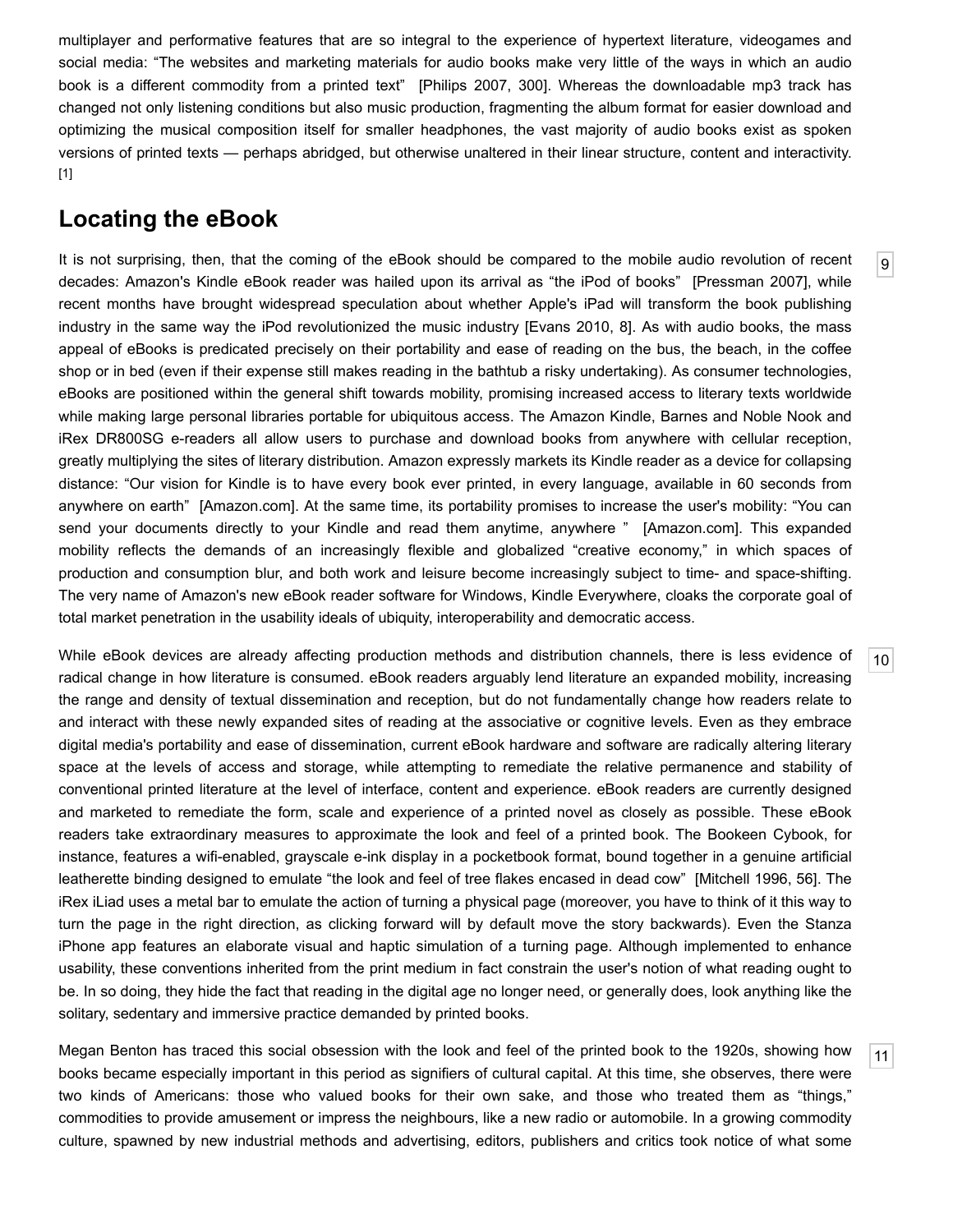multiplayer and performative features that are so integral to the experience of hypertext literature, videogames and social media: “The websites and marketing materials for audio books make very little of the ways in which an audio book is a different commodity from a printed text” [Philips 2007, 300]. Whereas the downloadable mp3 track has changed not only listening conditions but also music production, fragmenting the album format for easier download and optimizing the musical composition itself for smaller headphones, the vast majority of audio books exist as spoken versions of printed texts — perhaps abridged, but otherwise unaltered in their linear structure, content and interactivity. [1]

## Locating the eBook

9 It is not surprising, then, that the coming of the eBook should be compared to the mobile audio revolution of recent decades: Amazon's Kindle eBook reader was hailed upon its arrival as “the iPod of books” [Pressman 2007], while recent months have brought widespread speculation about whether Apple's iPad will transform the book publishing industry in the same way the iPod revolutionized the music industry [Evans 2010, 8]. As with audio books, the mass appeal of eBooks is predicated precisely on their portability and ease of reading on the bus, the beach, in the coffee shop or in bed (even if their expense still makes reading in the bathtub a risky undertaking). As consumer technologies, eBooks are positioned within the general shift towards mobility, promising increased access to literary texts worldwide while making large personal libraries portable for ubiquitous access. The Amazon Kindle, Barnes and Noble Nook and iRex DR800SG e-readers all allow users to purchase and download books from anywhere with cellular reception, greatly multiplying the sites of literary distribution. Amazon expressly markets its Kindle reader as a device for collapsing distance: “Our vision for Kindle is to have every book ever printed, in every language, available in 60 seconds from anywhere on earth” [Amazon.com]. At the same time, its portability promises to increase the user's mobility: “You can send your documents directly to your Kindle and read them anytime, anywhere ” [Amazon.com]. This expanded mobility reflects the demands of an increasingly flexible and globalized “creative economy,” in which spaces of production and consumption blur, and both work and leisure become increasingly subject to time- and space-shifting. The very name of Amazon's new eBook reader software for Windows, Kindle Everywhere, cloaks the corporate goal of total market penetration in the usability ideals of ubiquity, interoperability and democratic access.

10 While eBook devices are already affecting production methods and distribution channels, there is less evidence of radical change in how literature is consumed. eBook readers arguably lend literature an expanded mobility, increasing the range and density of textual dissemination and reception, but do not fundamentally change how readers relate to and interact with these newly expanded sites of reading at the associative or cognitive levels. Even as they embrace digital media's portability and ease of dissemination, current eBook hardware and software are radically altering literary space at the levels of access and storage, while attempting to remediate the relative permanence and stability of conventional printed literature at the level of interface, content and experience. eBook readers are currently designed and marketed to remediate the form, scale and experience of a printed novel as closely as possible. These eBook readers take extraordinary measures to approximate the look and feel of a printed book. The Bookeen Cybook, for instance, features a wifi-enabled, grayscale e-ink display in a pocketbook format, bound together in a genuine artificial leatherette binding designed to emulate “the look and feel of tree flakes encased in dead cow” [Mitchell 1996, 56]. The iRex iLiad uses a metal bar to emulate the action of turning a physical page (moreover, you have to think of it this way to turn the page in the right direction, as clicking forward will by default move the story backwards). Even the Stanza iPhone app features an elaborate visual and haptic simulation of a turning page. Although implemented to enhance usability, these conventions inherited from the print medium in fact constrain the user's notion of what reading ought to be. In so doing, they hide the fact that reading in the digital age no longer need, or generally does, look anything like the solitary, sedentary and immersive practice demanded by printed books.

11 Megan Benton has traced this social obsession with the look and feel of the printed book to the 1920s, showing how books became especially important in this period as signifiers of cultural capital. At this time, she observes, there were two kinds of Americans: those who valued books for their own sake, and those who treated them as “things,” commodities to provide amusement or impress the neighbours, like a new radio or automobile. In a growing commodity culture, spawned by new industrial methods and advertising, editors, publishers and critics took notice of what some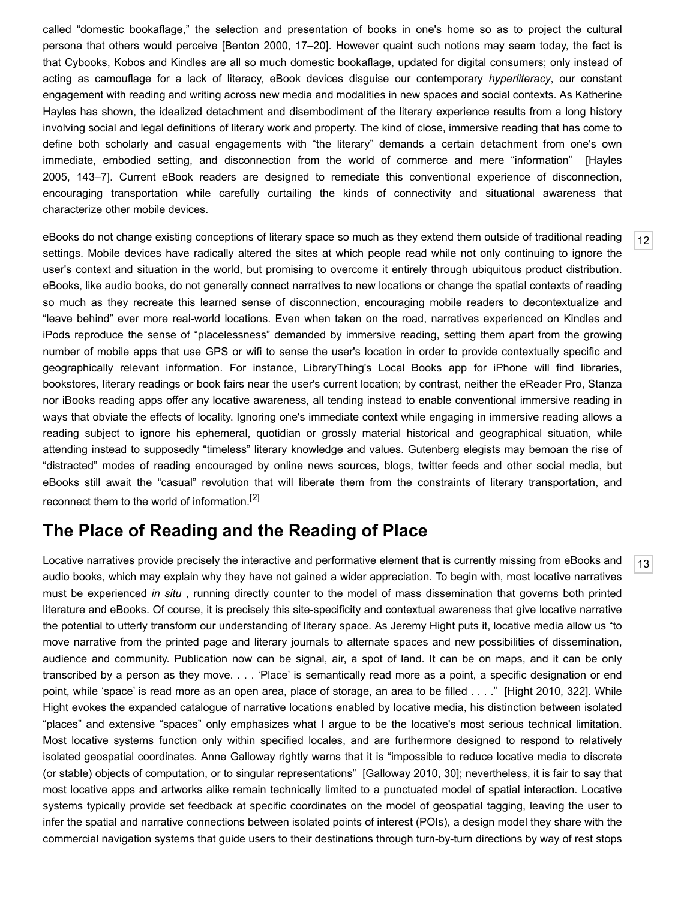called "domestic bookaflage," the selection and presentation of books in one's home so as to project the cultural persona that others would perceive [Benton 2000, 17–20]. However quaint such notions may seem today, the fact is that Cybooks, Kobos and Kindles are all so much domestic bookaflage, updated for digital consumers; only instead of acting as camouflage for a lack of literacy, eBook devices disguise our contemporary *hyperliteracy*, our constant engagement with reading and writing across new media and modalities in new spaces and social contexts. As Katherine Hayles has shown, the idealized detachment and disembodiment of the literary experience results from a long history involving social and legal definitions of literary work and property. The kind of close, immersive reading that has come to define both scholarly and casual engagements with "the literary" demands a certain detachment from one's own immediate, embodied setting, and disconnection from the world of commerce and mere "information" [Hayles 2005, 143–7]. Current eBook readers are designed to remediate this conventional experience of disconnection, encouraging transportation while carefully curtailing the kinds of connectivity and situational awareness that characterize other mobile devices.

12

eBooks do not change existing conceptions of literary space so much as they extend them outside of traditional reading settings. Mobile devices have radically altered the sites at which people read while not only continuing to ignore the user's context and situation in the world, but promising to overcome it entirely through ubiquitous product distribution. eBooks, like audio books, do not generally connect narratives to new locations or change the spatial contexts of reading so much as they recreate this learned sense of disconnection, encouraging mobile readers to decontextualize and "leave behind" ever more real-world locations. Even when taken on the road, narratives experienced on Kindles and iPods reproduce the sense of "placelessness" demanded by immersive reading, setting them apart from the growing number of mobile apps that use GPS or wifi to sense the user's location in order to provide contextually specific and geographically relevant information. For instance, LibraryThing's Local Books app for iPhone will find libraries, bookstores, literary readings or book fairs near the user's current location; by contrast, neither the eReader Pro, Stanza nor iBooks reading apps offer any locative awareness, all tending instead to enable conventional immersive reading in ways that obviate the effects of locality. Ignoring one's immediate context while engaging in immersive reading allows a reading subject to ignore his ephemeral, quotidian or grossly material historical and geographical situation, while attending instead to supposedly "timeless" literary knowledge and values. Gutenberg elegists may bemoan the rise of "distracted" modes of reading encouraged by online news sources, blogs, twitter feeds and other social media, but eBooks still await the "casual" revolution that will liberate them from the constraints of literary transportation, and reconnect them to the world of information.[2]

## The Place of Reading and the Reading of Place

13

Locative narratives provide precisely the interactive and performative element that is currently missing from eBooks and audio books, which may explain why they have not gained a wider appreciation. To begin with, most locative narratives must be experienced *in situ* , running directly counter to the model of mass dissemination that governs both printed literature and eBooks. Of course, it is precisely this site-specificity and contextual awareness that give locative narrative the potential to utterly transform our understanding of literary space. As Jeremy Hight puts it, locative media allow us "to move narrative from the printed page and literary journals to alternate spaces and new possibilities of dissemination, audience and community. Publication now can be signal, air, a spot of land. It can be on maps, and it can be only transcribed by a person as they move. . . . 'Place' is semantically read more as a point, a specific designation or end point, while 'space' is read more as an open area, place of storage, an area to be filled . . . ." [Hight 2010, 322]. While Hight evokes the expanded catalogue of narrative locations enabled by locative media, his distinction between isolated "places" and extensive "spaces" only emphasizes what I argue to be the locative's most serious technical limitation. Most locative systems function only within specified locales, and are furthermore designed to respond to relatively isolated geospatial coordinates. Anne Galloway rightly warns that it is "impossible to reduce locative media to discrete (or stable) objects of computation, or to singular representations" [Galloway 2010, 30]; nevertheless, it is fair to say that most locative apps and artworks alike remain technically limited to a punctuated model of spatial interaction. Locative systems typically provide set feedback at specific coordinates on the model of geospatial tagging, leaving the user to infer the spatial and narrative connections between isolated points of interest (POIs), a design model they share with the commercial navigation systems that guide users to their destinations through turn-by-turn directions by way of rest stops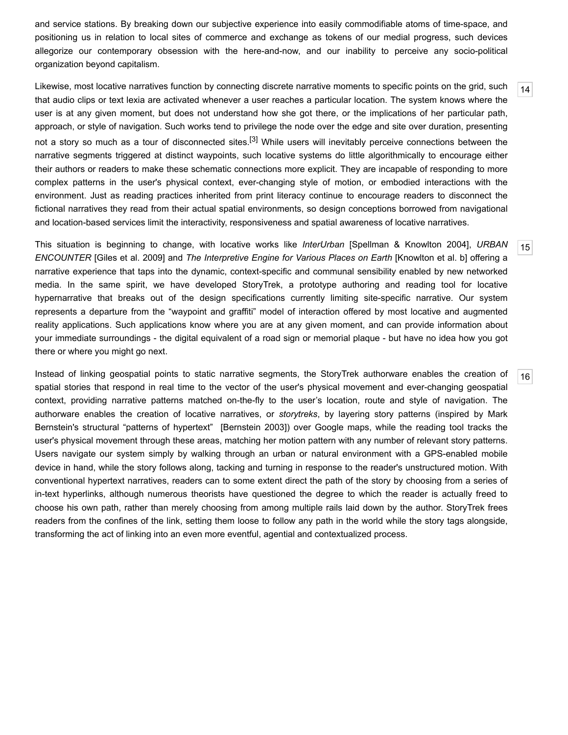and service stations. By breaking down our subjective experience into easily commodifiable atoms of time-space, and positioning us in relation to local sites of commerce and exchange as tokens of our medial progress, such devices allegorize our contemporary obsession with the here-and-now, and our inability to perceive any socio-political organization beyond capitalism.

Likewise, most locative narratives function by connecting discrete narrative moments to specific points on the grid, such that audio clips or text lexia are activated whenever a user reaches a particular location. The system knows where the user is at any given moment, but does not understand how she got there, or the implications of her particular path, approach, or style of navigation. Such works tend to privilege the node over the edge and site over duration, presenting not a story so much as a tour of disconnected sites.[3] While users will inevitably perceive connections between the narrative segments triggered at distinct waypoints, such locative systems do little algorithmically to encourage either their authors or readers to make these schematic connections more explicit. They are incapable of responding to more complex patterns in the user's physical context, ever-changing style of motion, or embodied interactions with the environment. Just as reading practices inherited from print literacy continue to encourage readers to disconnect the fictional narratives they read from their actual spatial environments, so design conceptions borrowed from navigational and location-based services limit the interactivity, responsiveness and spatial awareness of locative narratives.

This situation is beginning to change, with locative works like *InterUrban* [Spellman & Knowlton 2004], *URBAN ENCOUNTER* [Giles et al. 2009] and *The Interpretive Engine for Various Places on Earth* [Knowlton et al. b] offering a narrative experience that taps into the dynamic, context-specific and communal sensibility enabled by new networked media. In the same spirit, we have developed StoryTrek, a prototype authoring and reading tool for locative hypernarrative that breaks out of the design specifications currently limiting site-specific narrative. Our system represents a departure from the “waypoint and graffiti” model of interaction offered by most locative and augmented reality applications. Such applications know where you are at any given moment, and can provide information about your immediate surroundings - the digital equivalent of a road sign or memorial plaque - but have no idea how you got there or where you might go next.

Instead of linking geospatial points to static narrative segments, the StoryTrek authorware enables the creation of spatial stories that respond in real time to the vector of the user's physical movement and ever-changing geospatial context, providing narrative patterns matched on-the-fly to the user’s location, route and style of navigation. The authorware enables the creation of locative narratives, or *storytreks*, by layering story patterns (inspired by Mark Bernstein's structural “patterns of hypertext” [Bernstein 2003]) over Google maps, while the reading tool tracks the user's physical movement through these areas, matching her motion pattern with any number of relevant story patterns. Users navigate our system simply by walking through an urban or natural environment with a GPS-enabled mobile device in hand, while the story follows along, tacking and turning in response to the reader's unstructured motion. With conventional hypertext narratives, readers can to some extent direct the path of the story by choosing from a series of in-text hyperlinks, although numerous theorists have questioned the degree to which the reader is actually freed to choose his own path, rather than merely choosing from among multiple rails laid down by the author. StoryTrek frees readers from the confines of the link, setting them loose to follow any path in the world while the story tags alongside, transforming the act of linking into an even more eventful, agential and contextualized process.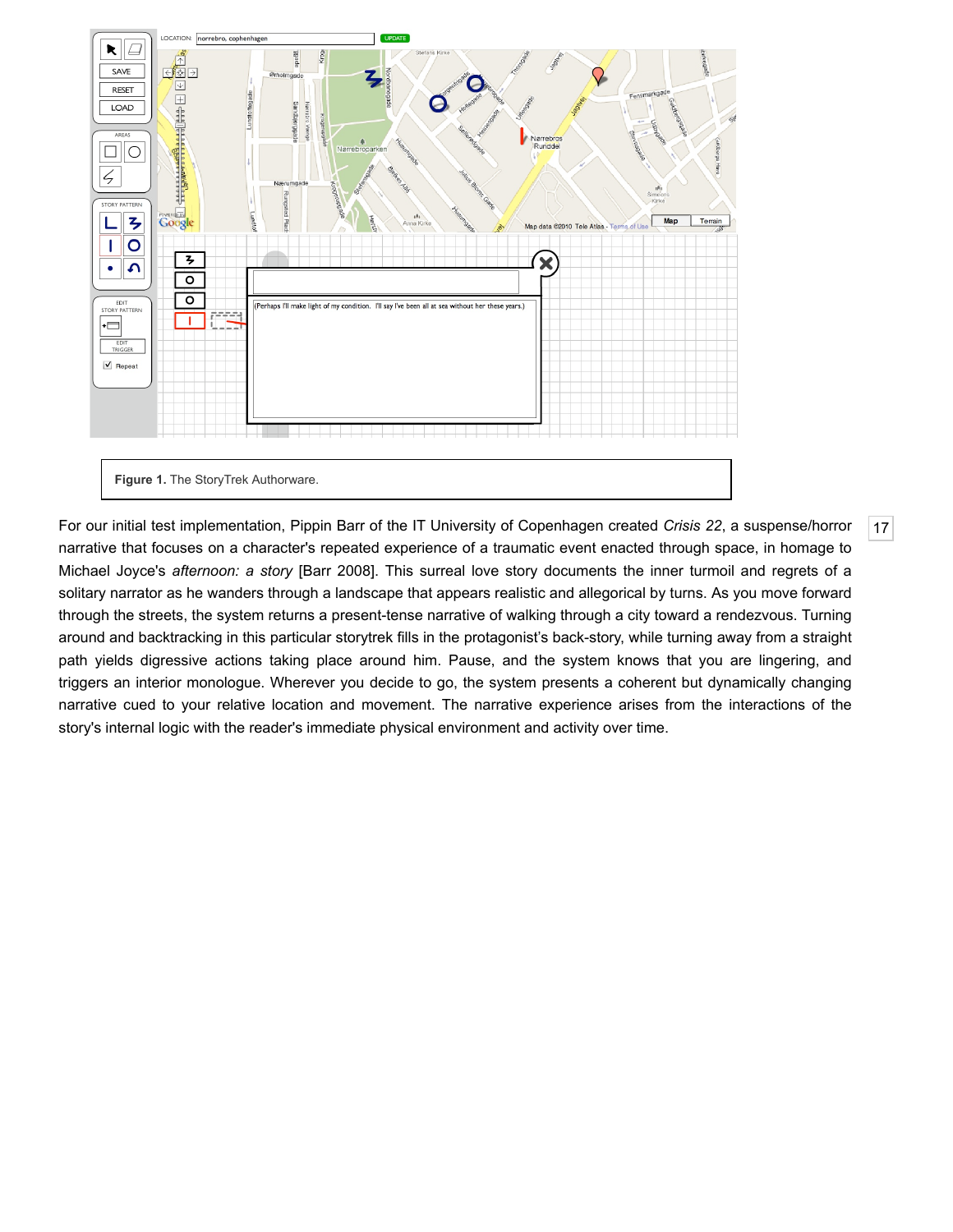**Figure 1.** The StoryTrek Authorware.

For our initial test implementation, Pippin Barr of the IT University of Copenhagen created *Crisis 22*, a suspense/horror narrative that focuses on a character's repeated experience of a traumatic event enacted through space, in homage to Michael Joyce's *afternoon: a story* [Barr 2008]. This surreal love story documents the inner turmoil and regrets of a solitary narrator as he wanders through a landscape that appears realistic and allegorical by turns. As you move forward through the streets, the system returns a present-tense narrative of walking through a city toward a rendezvous. Turning around and backtracking in this particular storytrek fills in the protagonist's back-story, while turning away from a straight path yields digressive actions taking place around him. Pause, and the system knows that you are lingering, and triggers an interior monologue. Wherever you decide to go, the system presents a coherent but dynamically changing narrative cued to your relative location and movement. The narrative experience arises from the interactions of the story's internal logic with the reader's immediate physical environment and activity over time.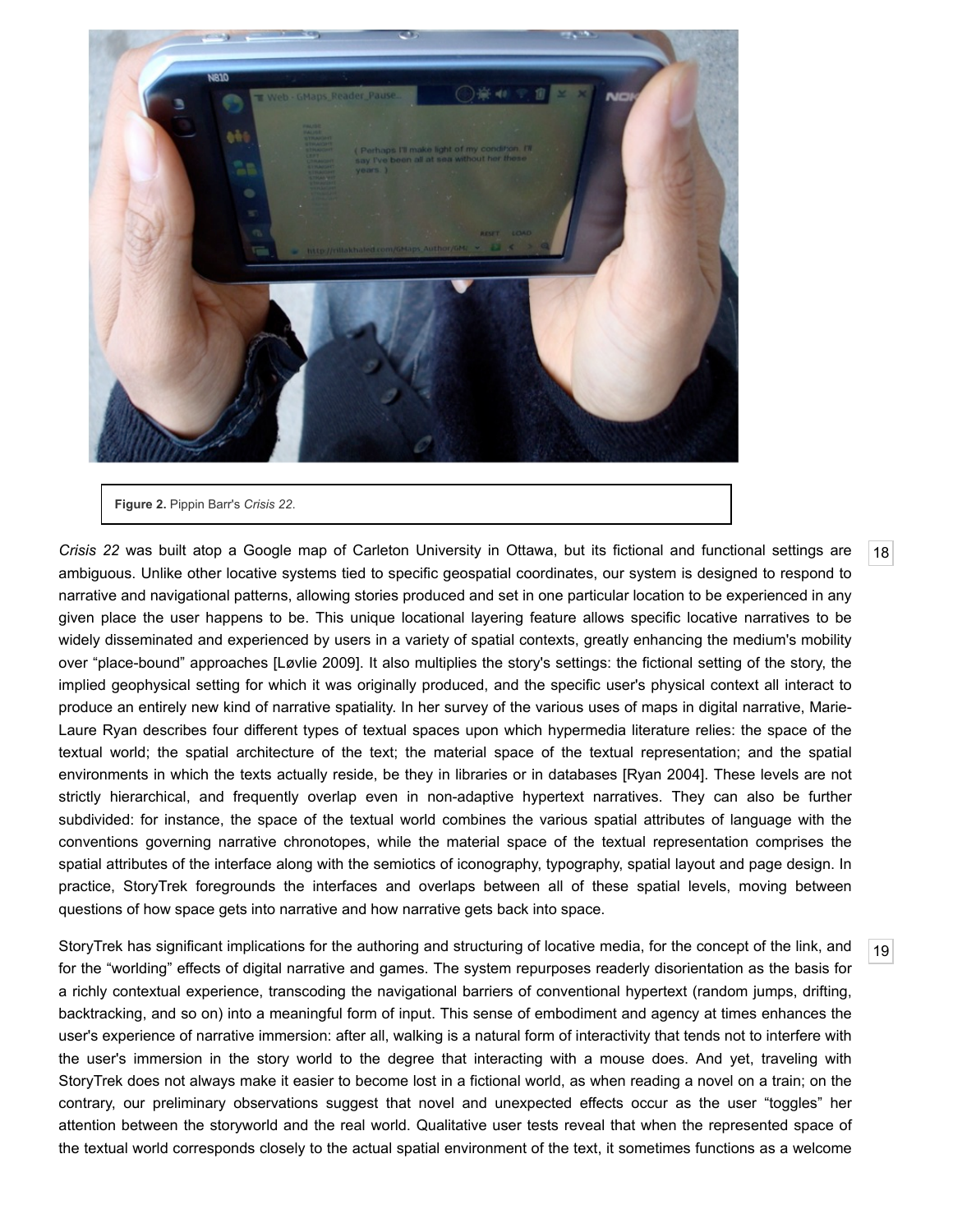**Figure 2.** Pippin Barr's *Crisis 22*.

*Crisis 22* was built atop a Google map of Carleton University in Ottawa, but its fictional and functional settings are ambiguous. Unlike other locative systems tied to specific geospatial coordinates, our system is designed to respond to narrative and navigational patterns, allowing stories produced and set in one particular location to be experienced in any given place the user happens to be. This unique locational layering feature allows specific locative narratives to be widely disseminated and experienced by users in a variety of spatial contexts, greatly enhancing the medium's mobility over "place-bound" approaches [Løvlie 2009]. It also multiplies the story's settings: the fictional setting of the story, the implied geophysical setting for which it was originally produced, and the specific user's physical context all interact to produce an entirely new kind of narrative spatiality. In her survey of the various uses of maps in digital narrative, Marie-Laure Ryan describes four different types of textual spaces upon which hypermedia literature relies: the space of the textual world; the spatial architecture of the text; the material space of the textual representation; and the spatial environments in which the texts actually reside, be they in libraries or in databases [Ryan 2004]. These levels are not strictly hierarchical, and frequently overlap even in non-adaptive hypertext narratives. They can also be further subdivided: for instance, the space of the textual world combines the various spatial attributes of language with the conventions governing narrative chronotopes, while the material space of the textual representation comprises the spatial attributes of the interface along with the semiotics of iconography, typography, spatial layout and page design. In practice, StoryTrek foregrounds the interfaces and overlaps between all of these spatial levels, moving between questions of how space gets into narrative and how narrative gets back into space.

StoryTrek has significant implications for the authoring and structuring of locative media, for the concept of the link, and for the "worlding" effects of digital narrative and games. The system repurposes readerly disorientation as the basis for a richly contextual experience, transcoding the navigational barriers of conventional hypertext (random jumps, drifting, backtracking, and so on) into a meaningful form of input. This sense of embodiment and agency at times enhances the user's experience of narrative immersion: after all, walking is a natural form of interactivity that tends not to interfere with the user's immersion in the story world to the degree that interacting with a mouse does. And yet, traveling with StoryTrek does not always make it easier to become lost in a fictional world, as when reading a novel on a train; on the contrary, our preliminary observations suggest that novel and unexpected effects occur as the user "toggles" her attention between the storyworld and the real world. Qualitative user tests reveal that when the represented space of the textual world corresponds closely to the actual spatial environment of the text, it sometimes functions as a welcome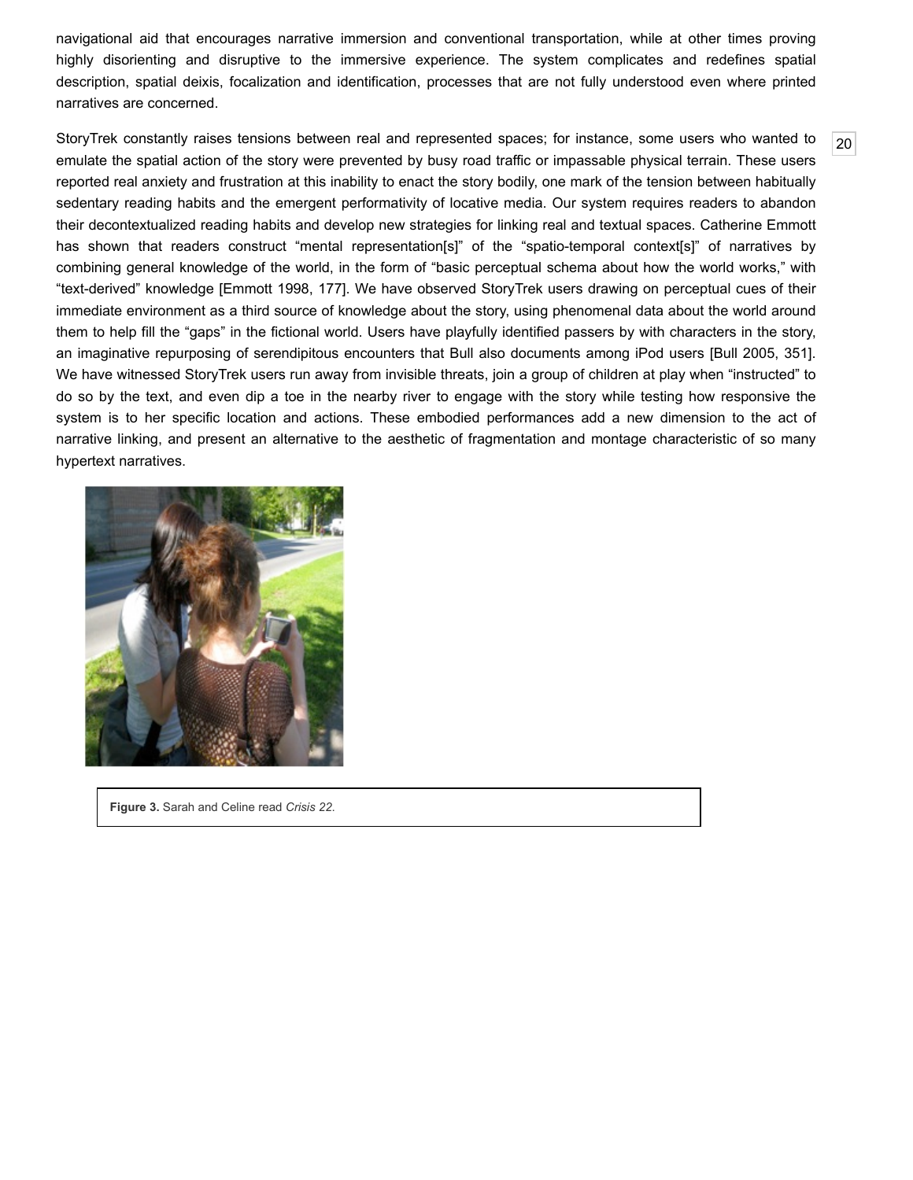navigational aid that encourages narrative immersion and conventional transportation, while at other times proving highly disorienting and disruptive to the immersive experience. The system complicates and redefines spatial description, spatial deixis, focalization and identification, processes that are not fully understood even where printed narratives are concerned.

StoryTrek constantly raises tensions between real and represented spaces; for instance, some users who wanted to emulate the spatial action of the story were prevented by busy road traffic or impassable physical terrain. These users reported real anxiety and frustration at this inability to enact the story bodily, one mark of the tension between habitually sedentary reading habits and the emergent performativity of locative media. Our system requires readers to abandon their decontextualized reading habits and develop new strategies for linking real and textual spaces. Catherine Emmott has shown that readers construct "mental representation[s]" of the "spatio-temporal context[s]" of narratives by combining general knowledge of the world, in the form of "basic perceptual schema about how the world works," with "text-derived" knowledge [Emmott 1998, 177]. We have observed StoryTrek users drawing on perceptual cues of their immediate environment as a third source of knowledge about the story, using phenomenal data about the world around them to help fill the "gaps" in the fictional world. Users have playfully identified passers by with characters in the story, an imaginative repurposing of serendipitous encounters that Bull also documents among iPod users [Bull 2005, 351]. We have witnessed StoryTrek users run away from invisible threats, join a group of children at play when "instructed" to do so by the text, and even dip a toe in the nearby river to engage with the story while testing how responsive the system is to her specific location and actions. These embodied performances add a new dimension to the act of narrative linking, and present an alternative to the aesthetic of fragmentation and montage characteristic of so many hypertext narratives.

**Figure 3.** Sarah and Celine read *Crisis 22.*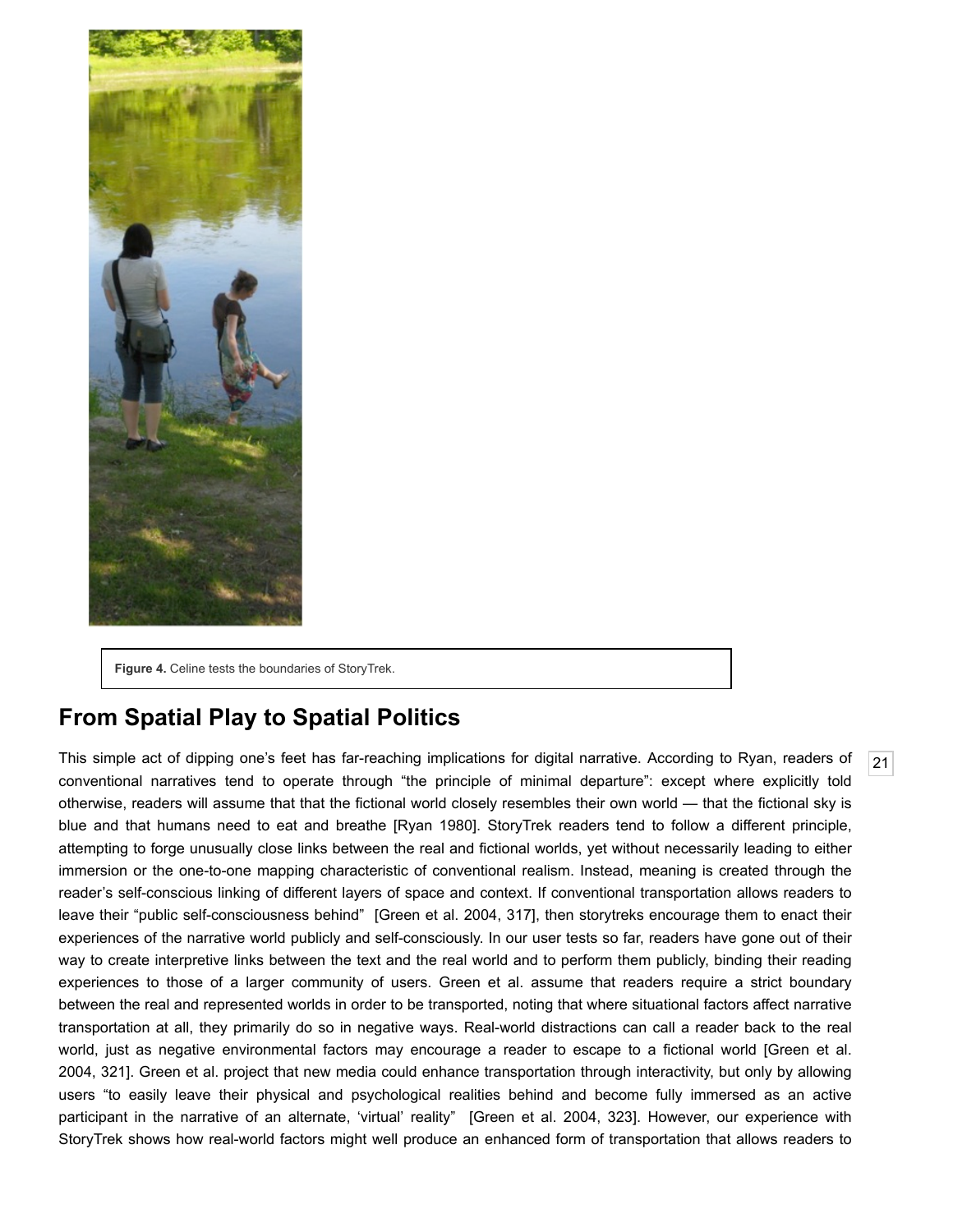Figure 4. Celine tests the boundaries of StoryTrek.

## From Spatial Play to Spatial Politics

This simple act of dipping one's feet has far-reaching implications for digital narrative. According to Ryan, readers of conventional narratives tend to operate through "the principle of minimal departure": except where explicitly told otherwise, readers will assume that that the fictional world closely resembles their own world — that the fictional sky is blue and that humans need to eat and breathe [Ryan 1980]. StoryTrek readers tend to follow a different principle, attempting to forge unusually close links between the real and fictional worlds, yet without necessarily leading to either immersion or the one-to-one mapping characteristic of conventional realism. Instead, meaning is created through the reader's self-conscious linking of different layers of space and context. If conventional transportation allows readers to leave their "public self-consciousness behind" [Green et al. 2004, 317], then storytreks encourage them to enact their experiences of the narrative world publicly and self-consciously. In our user tests so far, readers have gone out of their way to create interpretive links between the text and the real world and to perform them publicly, binding their reading experiences to those of a larger community of users. Green et al. assume that readers require a strict boundary between the real and represented worlds in order to be transported, noting that where situational factors affect narrative transportation at all, they primarily do so in negative ways. Real-world distractions can call a reader back to the real world, just as negative environmental factors may encourage a reader to escape to a fictional world [Green et al. 2004, 321]. Green et al. project that new media could enhance transportation through interactivity, but only by allowing users "to easily leave their physical and psychological realities behind and become fully immersed as an active participant in the narrative of an alternate, 'virtual' reality" [Green et al. 2004, 323]. However, our experience with StoryTrek shows how real-world factors might well produce an enhanced form of transportation that allows readers to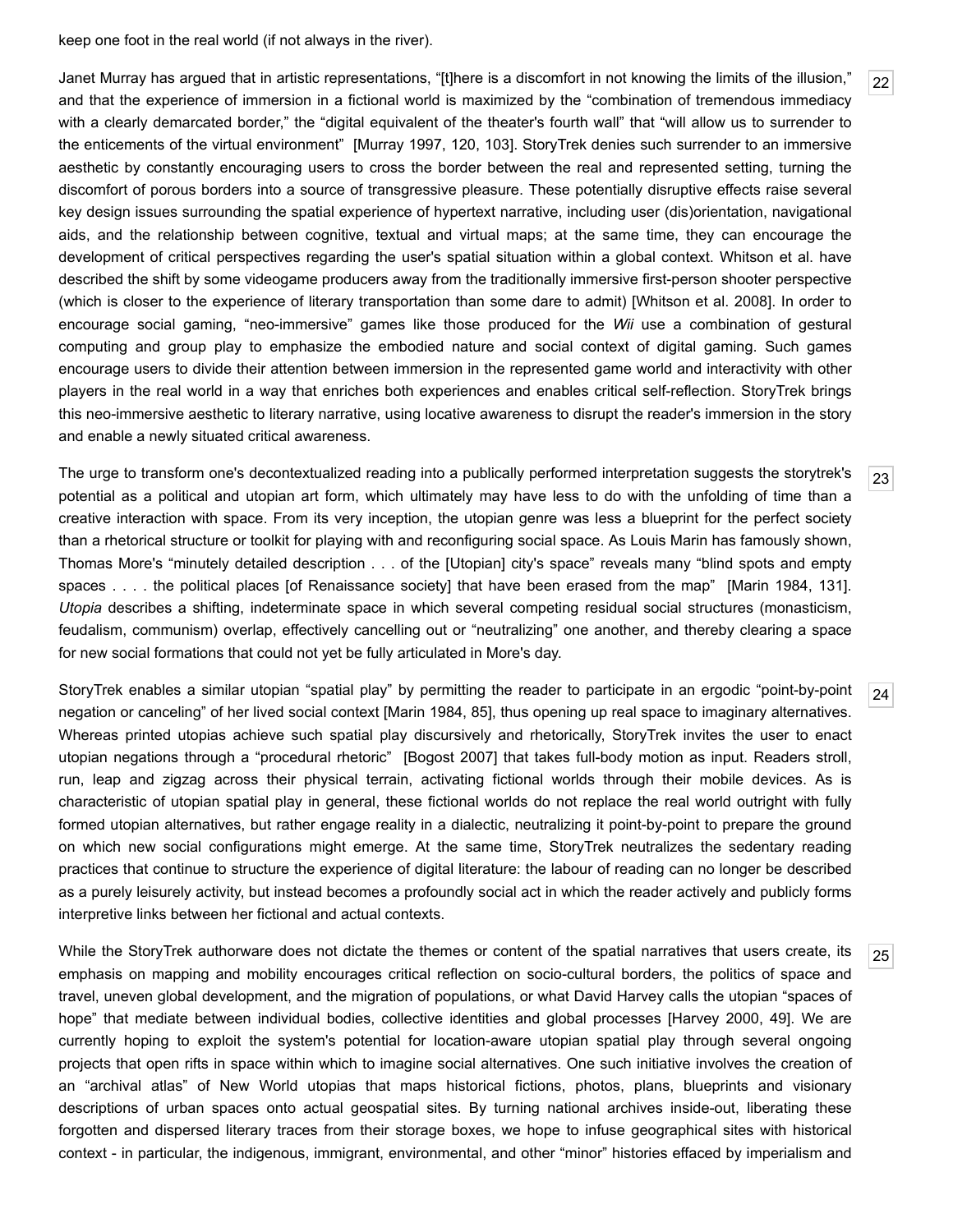keep one foot in the real world (if not always in the river).

Janet Murray has argued that in artistic representations, “[t]here is a discomfort in not knowing the limits of the illusion,” and that the experience of immersion in a fictional world is maximized by the “combination of tremendous immediacy with a clearly demarcated border,” the “digital equivalent of the theater's fourth wall” that “will allow us to surrender to the enticements of the virtual environment” [Murray 1997, 120, 103]. StoryTrek denies such surrender to an immersive aesthetic by constantly encouraging users to cross the border between the real and represented setting, turning the discomfort of porous borders into a source of transgressive pleasure. These potentially disruptive effects raise several key design issues surrounding the spatial experience of hypertext narrative, including user (dis)orientation, navigational aids, and the relationship between cognitive, textual and virtual maps; at the same time, they can encourage the development of critical perspectives regarding the user's spatial situation within a global context. Whitson et al. have described the shift by some videogame producers away from the traditionally immersive first-person shooter perspective (which is closer to the experience of literary transportation than some dare to admit) [Whitson et al. 2008]. In order to encourage social gaming, “neo-immersive” games like those produced for the *Wii* use a combination of gestural computing and group play to emphasize the embodied nature and social context of digital gaming. Such games encourage users to divide their attention between immersion in the represented game world and interactivity with other players in the real world in a way that enriches both experiences and enables critical self-reflection. StoryTrek brings this neo-immersive aesthetic to literary narrative, using locative awareness to disrupt the reader's immersion in the story and enable a newly situated critical awareness.

The urge to transform one's decontextualized reading into a publically performed interpretation suggests the storytrek's potential as a political and utopian art form, which ultimately may have less to do with the unfolding of time than a creative interaction with space. From its very inception, the utopian genre was less a blueprint for the perfect society than a rhetorical structure or toolkit for playing with and reconfiguring social space. As Louis Marin has famously shown, Thomas More's “minutely detailed description . . . of the [Utopian] city's space” reveals many “blind spots and empty spaces . . . . the political places [of Renaissance society] that have been erased from the map” [Marin 1984, 131]. *Utopia* describes a shifting, indeterminate space in which several competing residual social structures (monasticism, feudalism, communism) overlap, effectively cancelling out or “neutralizing” one another, and thereby clearing a space for new social formations that could not yet be fully articulated in More's day.

StoryTrek enables a similar utopian “spatial play” by permitting the reader to participate in an ergodic “point-by-point negation or canceling” of her lived social context [Marin 1984, 85], thus opening up real space to imaginary alternatives. Whereas printed utopias achieve such spatial play discursively and rhetorically, StoryTrek invites the user to enact utopian negations through a “procedural rhetoric” [Bogost 2007] that takes full-body motion as input. Readers stroll, run, leap and zigzag across their physical terrain, activating fictional worlds through their mobile devices. As is characteristic of utopian spatial play in general, these fictional worlds do not replace the real world outright with fully formed utopian alternatives, but rather engage reality in a dialectic, neutralizing it point-by-point to prepare the ground on which new social configurations might emerge. At the same time, StoryTrek neutralizes the sedentary reading practices that continue to structure the experience of digital literature: the labour of reading can no longer be described as a purely leisurely activity, but instead becomes a profoundly social act in which the reader actively and publicly forms interpretive links between her fictional and actual contexts.

While the StoryTrek authorware does not dictate the themes or content of the spatial narratives that users create, its emphasis on mapping and mobility encourages critical reflection on socio-cultural borders, the politics of space and travel, uneven global development, and the migration of populations, or what David Harvey calls the utopian “spaces of hope” that mediate between individual bodies, collective identities and global processes [Harvey 2000, 49]. We are currently hoping to exploit the system's potential for location-aware utopian spatial play through several ongoing projects that open rifts in space within which to imagine social alternatives. One such initiative involves the creation of an “archival atlas” of New World utopias that maps historical fictions, photos, plans, blueprints and visionary descriptions of urban spaces onto actual geospatial sites. By turning national archives inside-out, liberating these forgotten and dispersed literary traces from their storage boxes, we hope to infuse geographical sites with historical context - in particular, the indigenous, immigrant, environmental, and other “minor” histories effaced by imperialism and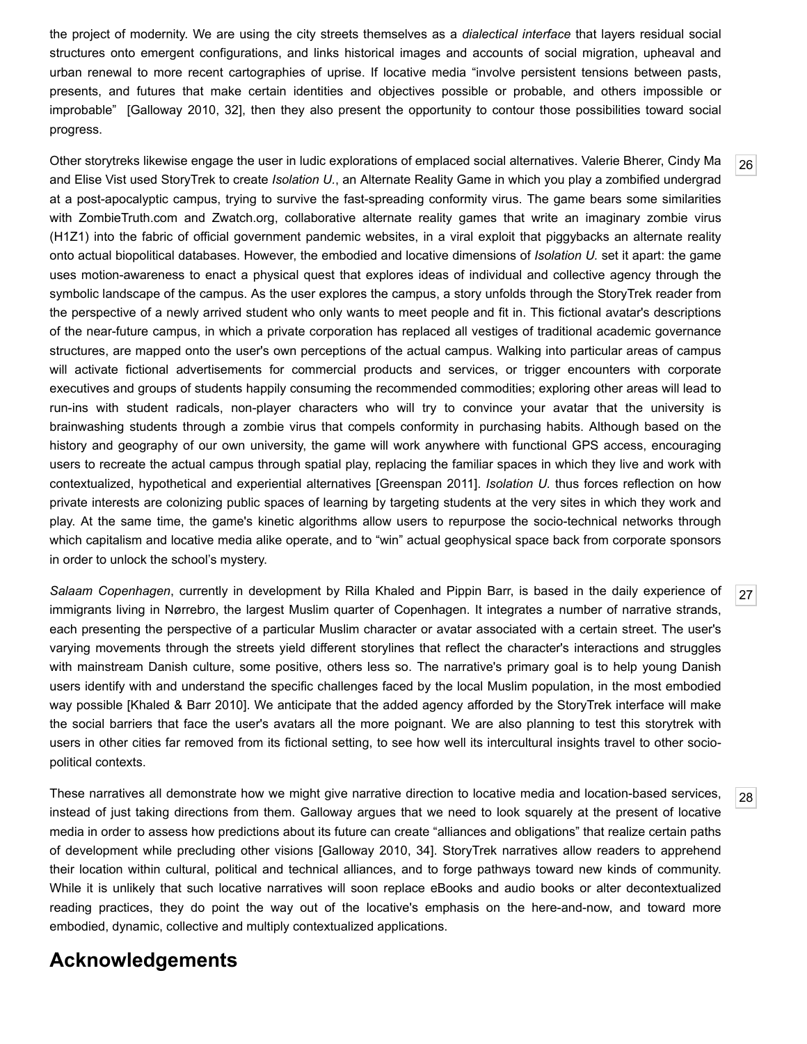the project of modernity. We are using the city streets themselves as a *dialectical interface* that layers residual social structures onto emergent configurations, and links historical images and accounts of social migration, upheaval and urban renewal to more recent cartographies of uprise. If locative media "involve persistent tensions between pasts, presents, and futures that make certain identities and objectives possible or probable, and others impossible or improbable" [Galloway 2010, 32], then they also present the opportunity to contour those possibilities toward social progress.

26

Other storytreks likewise engage the user in ludic explorations of emplaced social alternatives. Valerie Bherer, Cindy Ma and Elise Vist used StoryTrek to create *Isolation U.*, an Alternate Reality Game in which you play a zombified undergrad at a post-apocalyptic campus, trying to survive the fast-spreading conformity virus. The game bears some similarities with ZombieTruth.com and Zwatch.org, collaborative alternate reality games that write an imaginary zombie virus (H1Z1) into the fabric of official government pandemic websites, in a viral exploit that piggybacks an alternate reality onto actual biopolitical databases. However, the embodied and locative dimensions of *Isolation U.* set it apart: the game uses motion-awareness to enact a physical quest that explores ideas of individual and collective agency through the symbolic landscape of the campus. As the user explores the campus, a story unfolds through the StoryTrek reader from the perspective of a newly arrived student who only wants to meet people and fit in. This fictional avatar's descriptions of the near-future campus, in which a private corporation has replaced all vestiges of traditional academic governance structures, are mapped onto the user's own perceptions of the actual campus. Walking into particular areas of campus will activate fictional advertisements for commercial products and services, or trigger encounters with corporate executives and groups of students happily consuming the recommended commodities; exploring other areas will lead to run-ins with student radicals, non-player characters who will try to convince your avatar that the university is brainwashing students through a zombie virus that compels conformity in purchasing habits. Although based on the history and geography of our own university, the game will work anywhere with functional GPS access, encouraging users to recreate the actual campus through spatial play, replacing the familiar spaces in which they live and work with contextualized, hypothetical and experiential alternatives [Greenspan 2011]. *Isolation U.* thus forces reflection on how private interests are colonizing public spaces of learning by targeting students at the very sites in which they work and play. At the same time, the game's kinetic algorithms allow users to repurpose the socio-technical networks through which capitalism and locative media alike operate, and to "win" actual geophysical space back from corporate sponsors in order to unlock the school's mystery.

27

*Salaam Copenhagen*, currently in development by Rilla Khaled and Pippin Barr, is based in the daily experience of immigrants living in Nørrebro, the largest Muslim quarter of Copenhagen. It integrates a number of narrative strands, each presenting the perspective of a particular Muslim character or avatar associated with a certain street. The user's varying movements through the streets yield different storylines that reflect the character's interactions and struggles with mainstream Danish culture, some positive, others less so. The narrative's primary goal is to help young Danish users identify with and understand the specific challenges faced by the local Muslim population, in the most embodied way possible [Khaled & Barr 2010]. We anticipate that the added agency afforded by the StoryTrek interface will make the social barriers that face the user's avatars all the more poignant. We are also planning to test this storytrek with users in other cities far removed from its fictional setting, to see how well its intercultural insights travel to other socio-political contexts.

28

These narratives all demonstrate how we might give narrative direction to locative media and location-based services, instead of just taking directions from them. Galloway argues that we need to look squarely at the present of locative media in order to assess how predictions about its future can create "alliances and obligations" that realize certain paths of development while precluding other visions [Galloway 2010, 34]. StoryTrek narratives allow readers to apprehend their location within cultural, political and technical alliances, and to forge pathways toward new kinds of community. While it is unlikely that such locative narratives will soon replace eBooks and audio books or alter decontextualized reading practices, they do point the way out of the locative's emphasis on the here-and-now, and toward more embodied, dynamic, collective and multiply contextualized applications.

## Acknowledgements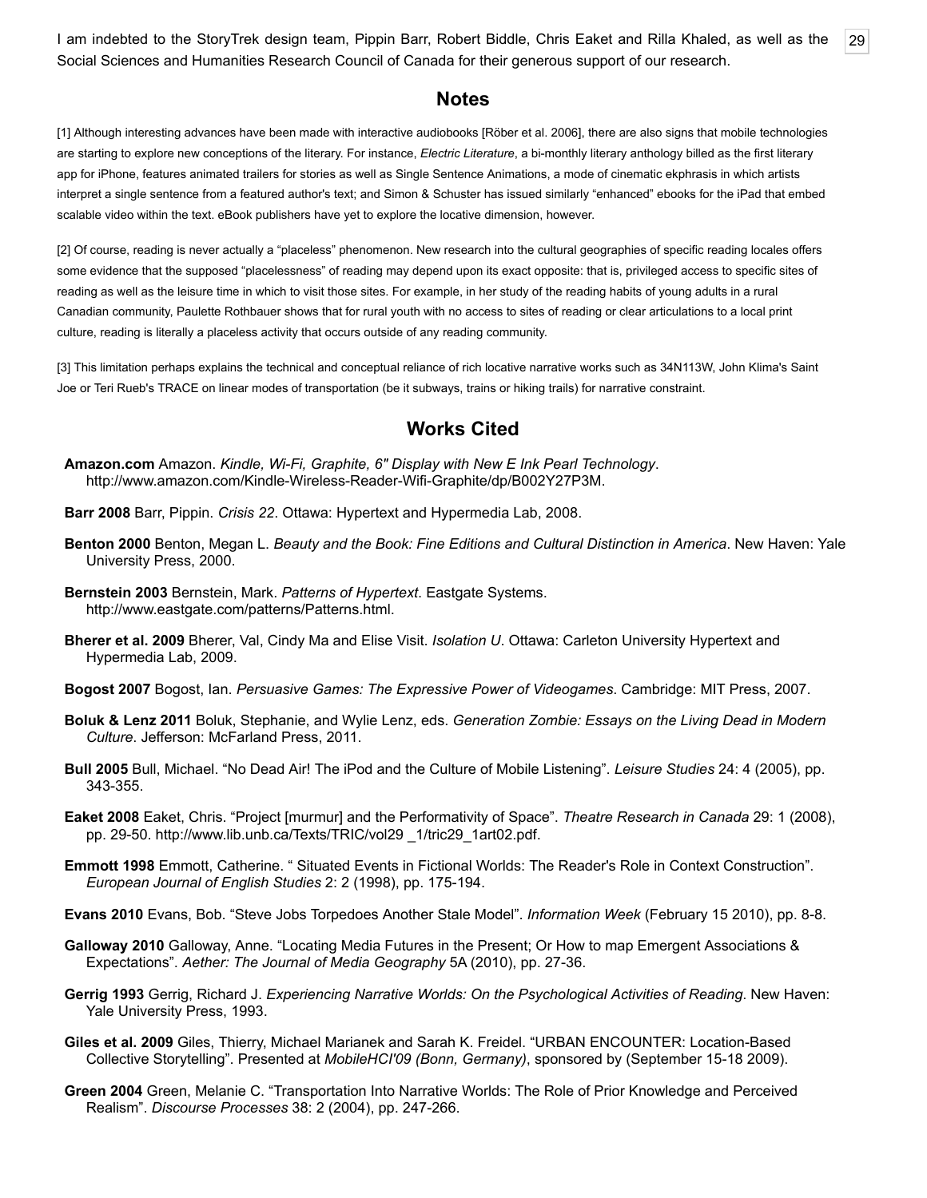I am indebted to the StoryTrek design team, Pippin Barr, Robert Biddle, Chris Eaket and Rilla Khaled, as well as the Social Sciences and Humanities Research Council of Canada for their generous support of our research.

## Notes

[1] Although interesting advances have been made with interactive audiobooks [Röber et al. 2006], there are also signs that mobile technologies are starting to explore new conceptions of the literary. For instance, *Electric Literature*, a bi-monthly literary anthology billed as the first literary app for iPhone, features animated trailers for stories as well as Single Sentence Animations, a mode of cinematic ekphrasis in which artists interpret a single sentence from a featured author's text; and Simon & Schuster has issued similarly "enhanced" ebooks for the iPad that embed scalable video within the text. eBook publishers have yet to explore the locative dimension, however.

[2] Of course, reading is never actually a "placeless" phenomenon. New research into the cultural geographies of specific reading locales offers some evidence that the supposed "placelessness" of reading may depend upon its exact opposite: that is, privileged access to specific sites of reading as well as the leisure time in which to visit those sites. For example, in her study of the reading habits of young adults in a rural Canadian community, Paulette Rothbauer shows that for rural youth with no access to sites of reading or clear articulations to a local print culture, reading is literally a placeless activity that occurs outside of any reading community.

[3] This limitation perhaps explains the technical and conceptual reliance of rich locative narrative works such as 34N113W, John Klima's Saint Joe or Teri Rueb's TRACE on linear modes of transportation (be it subways, trains or hiking trails) for narrative constraint.

## Works Cited

**Amazon.com** Amazon. *Kindle, Wi-Fi, Graphite, 6" Display with New E Ink Pearl Technology*. http://www.amazon.com/Kindle-Wireless-Reader-Wifi-Graphite/dp/B002Y27P3M.

**Barr 2008** Barr, Pippin. *Crisis 22*. Ottawa: Hypertext and Hypermedia Lab, 2008.

**Benton 2000** Benton, Megan L. *Beauty and the Book: Fine Editions and Cultural Distinction in America*. New Haven: Yale University Press, 2000.

**Bernstein 2003** Bernstein, Mark. *Patterns of Hypertext*. Eastgate Systems. http://www.eastgate.com/patterns/Patterns.html.

**Bherer et al. 2009** Bherer, Val, Cindy Ma and Elise Visit. *Isolation U*. Ottawa: Carleton University Hypertext and Hypermedia Lab, 2009.

**Bogost 2007** Bogost, Ian. *Persuasive Games: The Expressive Power of Videogames*. Cambridge: MIT Press, 2007.

**Boluk & Lenz 2011** Boluk, Stephanie, and Wylie Lenz, eds. *Generation Zombie: Essays on the Living Dead in Modern Culture*. Jefferson: McFarland Press, 2011.

**Bull 2005** Bull, Michael. "No Dead Air! The iPod and the Culture of Mobile Listening". *Leisure Studies* 24: 4 (2005), pp. 343-355.

**Eaket 2008** Eaket, Chris. "Project [murmur] and the Performativity of Space". *Theatre Research in Canada* 29: 1 (2008), pp. 29-50. http://www.lib.unb.ca/Texts/TRIC/vol29 _1/tric29_1art02.pdf.

**Emmott 1998** Emmott, Catherine. " Situated Events in Fictional Worlds: The Reader's Role in Context Construction". *European Journal of English Studies* 2: 2 (1998), pp. 175-194.

**Evans 2010** Evans, Bob. "Steve Jobs Torpedoes Another Stale Model". *Information Week* (February 15 2010), pp. 8-8.

**Galloway 2010** Galloway, Anne. "Locating Media Futures in the Present; Or How to map Emergent Associations & Expectations". *Aether: The Journal of Media Geography* 5A (2010), pp. 27-36.

**Gerrig 1993** Gerrig, Richard J. *Experiencing Narrative Worlds: On the Psychological Activities of Reading*. New Haven: Yale University Press, 1993.

**Giles et al. 2009** Giles, Thierry, Michael Marianek and Sarah K. Freidel. "URBAN ENCOUNTER: Location-Based Collective Storytelling". Presented at *MobileHCI'09 (Bonn, Germany)*, sponsored by (September 15-18 2009).

**Green 2004** Green, Melanie C. "Transportation Into Narrative Worlds: The Role of Prior Knowledge and Perceived Realism". *Discourse Processes* 38: 2 (2004), pp. 247-266.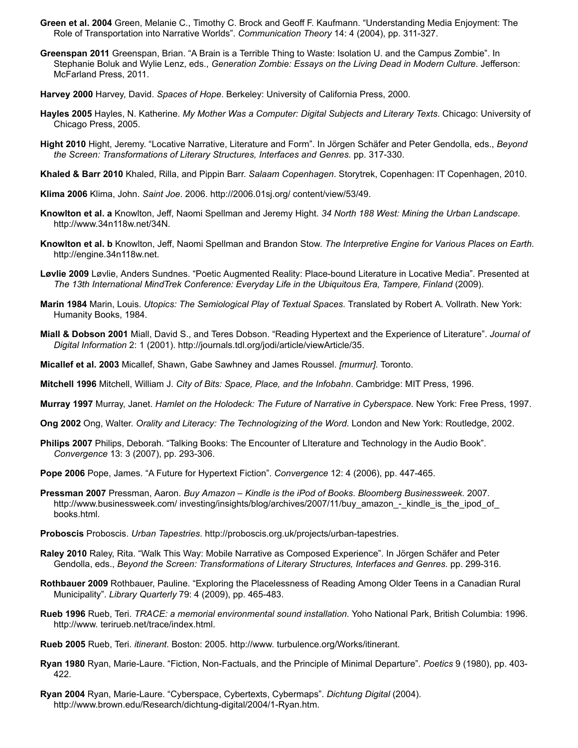**Green et al. 2004** Green, Melanie C., Timothy C. Brock and Geoff F. Kaufmann. "Understanding Media Enjoyment: The Role of Transportation into Narrative Worlds". *Communication Theory* 14: 4 (2004), pp. 311-327.

**Greenspan 2011** Greenspan, Brian. "A Brain is a Terrible Thing to Waste: Isolation U. and the Campus Zombie". In Stephanie Boluk and Wylie Lenz, eds., *Generation Zombie: Essays on the Living Dead in Modern Culture*. Jefferson: McFarland Press, 2011.

**Harvey 2000** Harvey, David. *Spaces of Hope*. Berkeley: University of California Press, 2000.

**Hayles 2005** Hayles, N. Katherine. *My Mother Was a Computer: Digital Subjects and Literary Texts*. Chicago: University of Chicago Press, 2005.

**Hight 2010** Hight, Jeremy. "Locative Narrative, Literature and Form". In Jörgen Schäfer and Peter Gendolla, eds., *Beyond the Screen: Transformations of Literary Structures, Interfaces and Genres*. pp. 317-330.

**Khaled & Barr 2010** Khaled, Rilla, and Pippin Barr. *Salaam Copenhagen*. Storytrek, Copenhagen: IT Copenhagen, 2010.

**Klima 2006** Klima, John. *Saint Joe*. 2006. http://2006.01sj.org/ content/view/53/49.

**Knowlton et al. a** Knowlton, Jeff, Naomi Spellman and Jeremy Hight. *34 North 188 West: Mining the Urban Landscape*. http://www.34n118w.net/34N.

**Knowlton et al. b** Knowlton, Jeff, Naomi Spellman and Brandon Stow. *The Interpretive Engine for Various Places on Earth*. http://engine.34n118w.net.

**Løvlie 2009** Løvlie, Anders Sundnes. "Poetic Augmented Reality: Place-bound Literature in Locative Media". Presented at *The 13th International MindTrek Conference: Everyday Life in the Ubiquitous Era, Tampere, Finland* (2009).

**Marin 1984** Marin, Louis. *Utopics: The Semiological Play of Textual Spaces*. Translated by Robert A. Vollrath. New York: Humanity Books, 1984.

**Miall & Dobson 2001** Miall, David S., and Teres Dobson. "Reading Hypertext and the Experience of Literature". *Journal of Digital Information* 2: 1 (2001). http://journals.tdl.org/jodi/article/viewArticle/35.

**Micallef et al. 2003** Micallef, Shawn, Gabe Sawhney and James Roussel. *[murmur]*. Toronto.

**Mitchell 1996** Mitchell, William J. *City of Bits: Space, Place, and the Infobahn*. Cambridge: MIT Press, 1996.

**Murray 1997** Murray, Janet. *Hamlet on the Holodeck: The Future of Narrative in Cyberspace*. New York: Free Press, 1997.

**Ong 2002** Ong, Walter. *Orality and Literacy: The Technologizing of the Word*. London and New York: Routledge, 2002.

**Philips 2007** Philips, Deborah. "Talking Books: The Encounter of LIterature and Technology in the Audio Book". *Convergence* 13: 3 (2007), pp. 293-306.

**Pope 2006** Pope, James. "A Future for Hypertext Fiction". *Convergence* 12: 4 (2006), pp. 447-465.

**Pressman 2007** Pressman, Aaron. *Buy Amazon – Kindle is the iPod of Books*. *Bloomberg Businessweek*. 2007. http://www.businessweek.com/ investing/insights/blog/archives/2007/11/buy_amazon_-_kindle_is_the_ipod_of_ books.html.

**Proboscis** Proboscis. *Urban Tapestries*. http://proboscis.org.uk/projects/urban-tapestries.

**Raley 2010** Raley, Rita. "Walk This Way: Mobile Narrative as Composed Experience". In Jörgen Schäfer and Peter Gendolla, eds., *Beyond the Screen: Transformations of Literary Structures, Interfaces and Genres*. pp. 299-316.

**Rothbauer 2009** Rothbauer, Pauline. "Exploring the Placelessness of Reading Among Older Teens in a Canadian Rural Municipality". *Library Quarterly* 79: 4 (2009), pp. 465-483.

**Rueb 1996** Rueb, Teri. *TRACE: a memorial environmental sound installation*. Yoho National Park, British Columbia: 1996. http://www. terirueb.net/trace/index.html.

**Rueb 2005** Rueb, Teri. *itinerant*. Boston: 2005. http://www. turbulence.org/Works/itinerant.

**Ryan 1980** Ryan, Marie-Laure. "Fiction, Non-Factuals, and the Principle of Minimal Departure". *Poetics* 9 (1980), pp. 403-422.

**Ryan 2004** Ryan, Marie-Laure. "Cyberspace, Cybertexts, Cybermaps". *Dichtung Digital* (2004). http://www.brown.edu/Research/dichtung-digital/2004/1-Ryan.htm.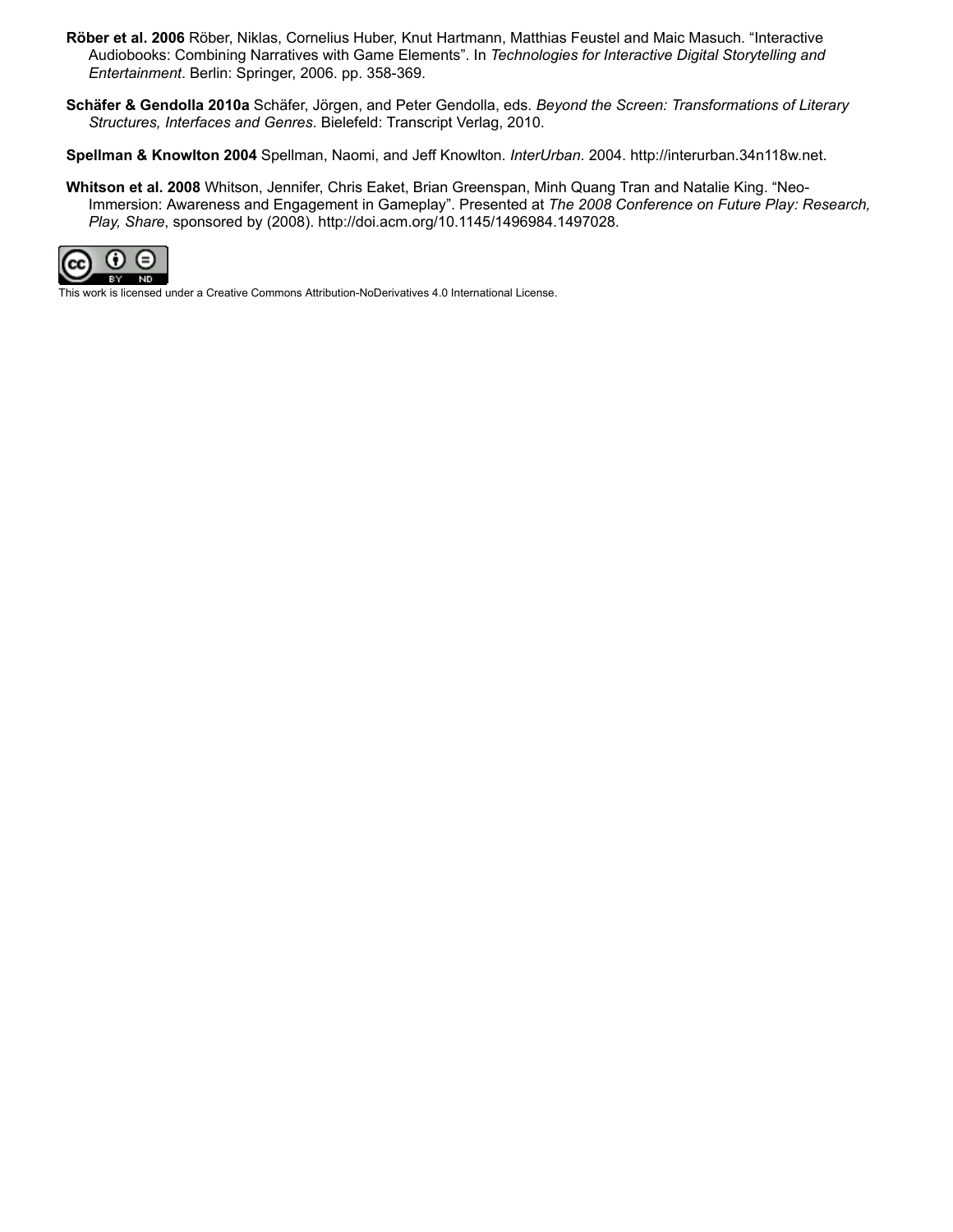**Röber et al. 2006** Röber, Niklas, Cornelius Huber, Knut Hartmann, Matthias Feustel and Maic Masuch. "Interactive Audiobooks: Combining Narratives with Game Elements". In *Technologies for Interactive Digital Storytelling and Entertainment*. Berlin: Springer, 2006. pp. 358-369.

**Schäfer & Gendolla 2010a** Schäfer, Jörgen, and Peter Gendolla, eds. *Beyond the Screen: Transformations of Literary Structures, Interfaces and Genres*. Bielefeld: Transcript Verlag, 2010.

**Spellman & Knowlton 2004** Spellman, Naomi, and Jeff Knowlton. *InterUrban*. 2004. http://interurban.34n118w.net.

**Whitson et al. 2008** Whitson, Jennifer, Chris Eaket, Brian Greenspan, Minh Quang Tran and Natalie King. "Neo-Immersion: Awareness and Engagement in Gameplay". Presented at *The 2008 Conference on Future Play: Research, Play, Share*, sponsored by (2008). http://doi.acm.org/10.1145/1496984.1497028.

This work is licensed under a Creative Commons Attribution-NoDerivatives 4.0 International License.